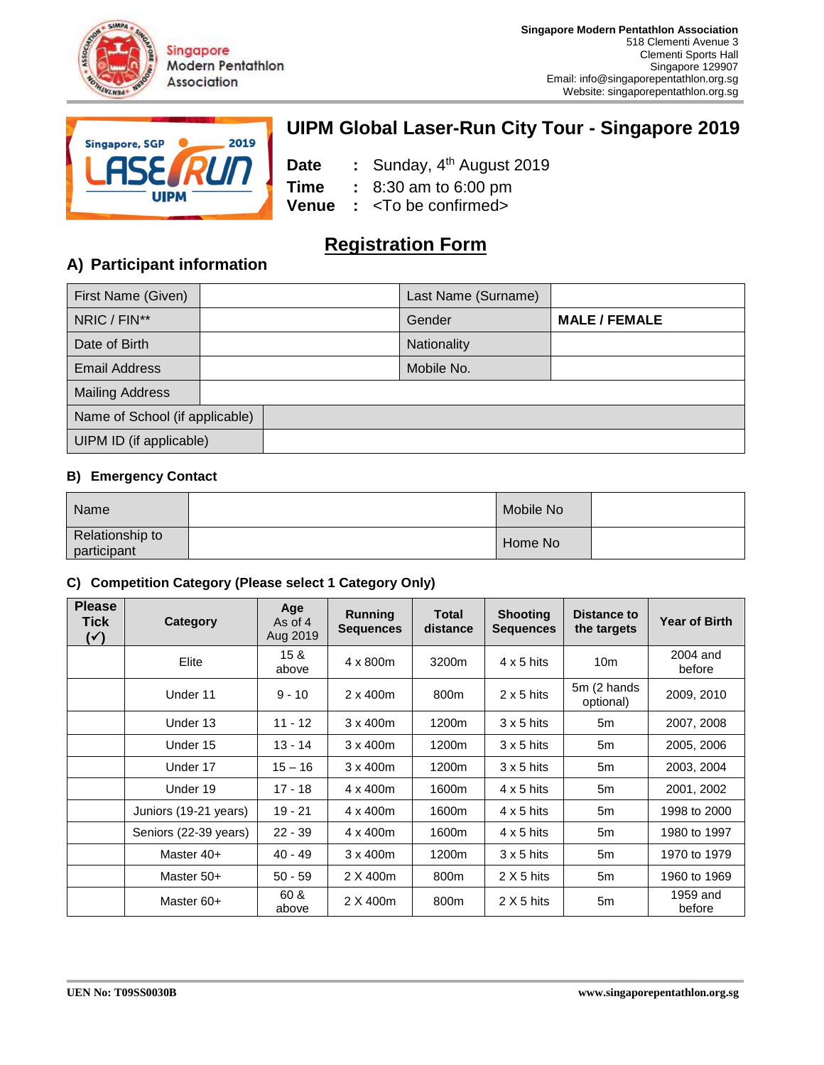**Singapore Modern Pentathlon Association**
518 Clementi Avenue 3
Clementi Sports Hall
Singapore 129907
Email: info@singaporepentathlon.org.sg
Website: singaporepentathlon.org.sg

# UIPM Global Laser-Run City Tour - Singapore 2019

**Date** : Sunday, 4th August 2019
**Time** : 8:30 am to 6:00 pm
**Venue** : <To be confirmed>

## Registration Form

## A) Participant information

| First Name (Given) | | Last Name (Surname) | |
|---|---|---|---|
| NRIC / FIN** | | Gender | **MALE / FEMALE** |
| Date of Birth | | Nationality | |
| Email Address | | Mobile No. | |
| Mailing Address | | | |
| Name of School (if applicable) | | | |
| UIPM ID (if applicable) | | | |

### B) Emergency Contact

| Name | | Mobile No | |
|---|---|---|---|
| Relationship to participant | | Home No | |

### C) Competition Category (Please select 1 Category Only)

| Please Tick (✓) | Category | Age As of 4 Aug 2019 | Running Sequences | Total distance | Shooting Sequences | Distance to the targets | Year of Birth |
|---|---|---|---|---|---|---|---|
| | Elite | 15 & above | 4 x 800m | 3200m | 4 x 5 hits | 10m | 2004 and before |
| | Under 11 | 9 - 10 | 2 x 400m | 800m | 2 x 5 hits | 5m (2 hands optional) | 2009, 2010 |
| | Under 13 | 11 - 12 | 3 x 400m | 1200m | 3 x 5 hits | 5m | 2007, 2008 |
| | Under 15 | 13 - 14 | 3 x 400m | 1200m | 3 x 5 hits | 5m | 2005, 2006 |
| | Under 17 | 15 – 16 | 3 x 400m | 1200m | 3 x 5 hits | 5m | 2003, 2004 |
| | Under 19 | 17 - 18 | 4 x 400m | 1600m | 4 x 5 hits | 5m | 2001, 2002 |
| | Juniors (19-21 years) | 19 - 21 | 4 x 400m | 1600m | 4 x 5 hits | 5m | 1998 to 2000 |
| | Seniors (22-39 years) | 22 - 39 | 4 x 400m | 1600m | 4 x 5 hits | 5m | 1980 to 1997 |
| | Master 40+ | 40 - 49 | 3 x 400m | 1200m | 3 x 5 hits | 5m | 1970 to 1979 |
| | Master 50+ | 50 - 59 | 2 X 400m | 800m | 2 X 5 hits | 5m | 1960 to 1969 |
| | Master 60+ | 60 & above | 2 X 400m | 800m | 2 X 5 hits | 5m | 1959 and before |

UEN No: T09SS0030B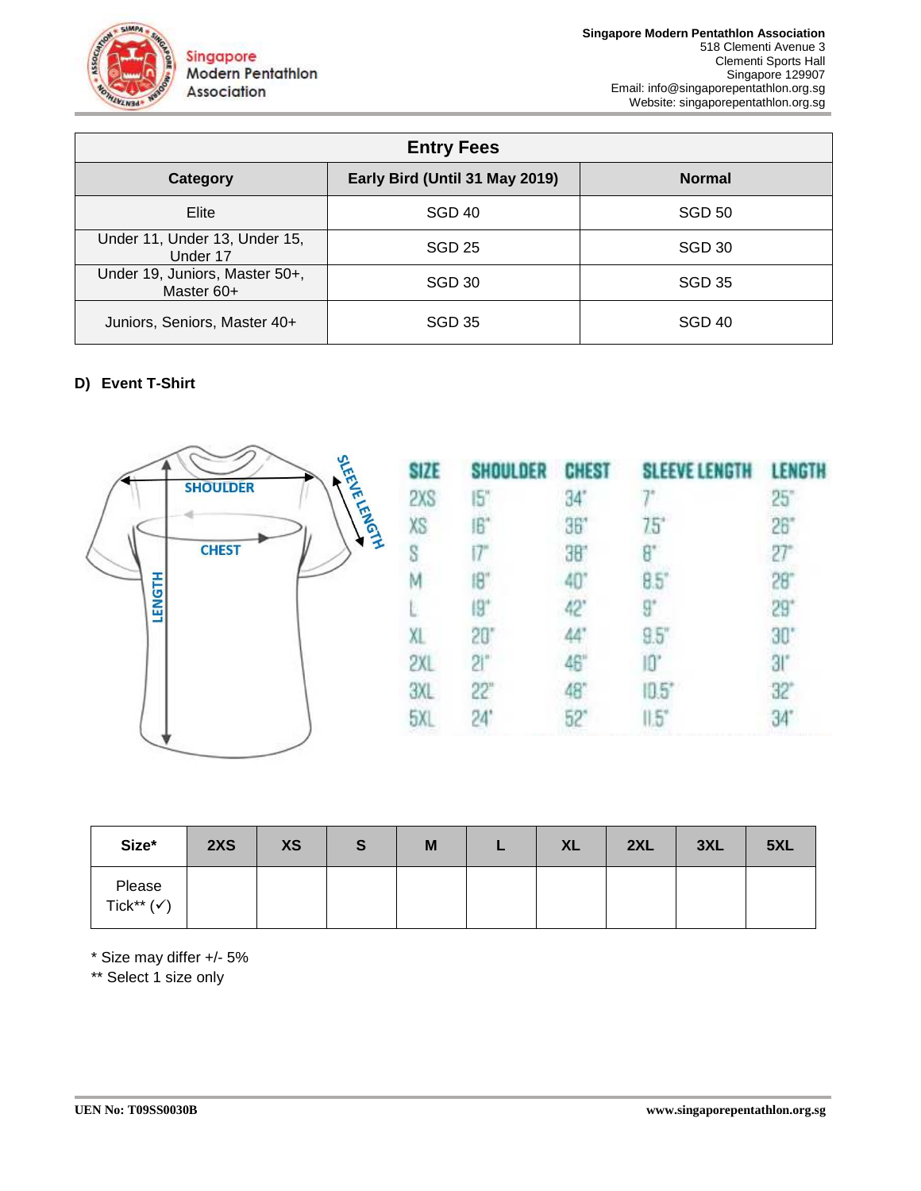**Singapore Modern Pentathlon Association**
518 Clementi Avenue 3
Clementi Sports Hall
Singapore 129907
Email: info@singaporepentathlon.org.sg
Website: singaporepentathlon.org.sg

| Entry Fees | | |
|---|---|---|
| **Category** | **Early Bird (Until 31 May 2019)** | **Normal** |
| Elite | SGD 40 | SGD 50 |
| Under 11, Under 13, Under 15, Under 17 | SGD 25 | SGD 30 |
| Under 19, Juniors, Master 50+, Master 60+ | SGD 30 | SGD 35 |
| Juniors, Seniors, Master 40+ | SGD 35 | SGD 40 |

## D) Event T-Shirt

| SIZE | SHOULDER | CHEST | SLEEVE LENGTH | LENGTH |
|---|---|---|---|---|
| 2XS | 15" | 34" | 7" | 25" |
| XS | 16" | 36" | 7.5" | 26" |
| S | 17" | 38" | 8" | 27" |
| M | 18" | 40" | 8.5" | 28" |
| L | 19" | 42" | 9" | 29" |
| XL | 20" | 44" | 9.5" | 30" |
| 2XL | 21" | 46" | 10" | 31" |
| 3XL | 22" | 48" | 10.5" | 32" |
| 5XL | 24" | 52" | 11.5" | 34" |

| Size* | 2XS | XS | S | M | L | XL | 2XL | 3XL | 5XL |
|---|---|---|---|---|---|---|---|---|---|
| Please Tick** (✓) | | | | | | | | | |

\* Size may differ +/- 5%
** Select 1 size only

UEN No: T09SS0030B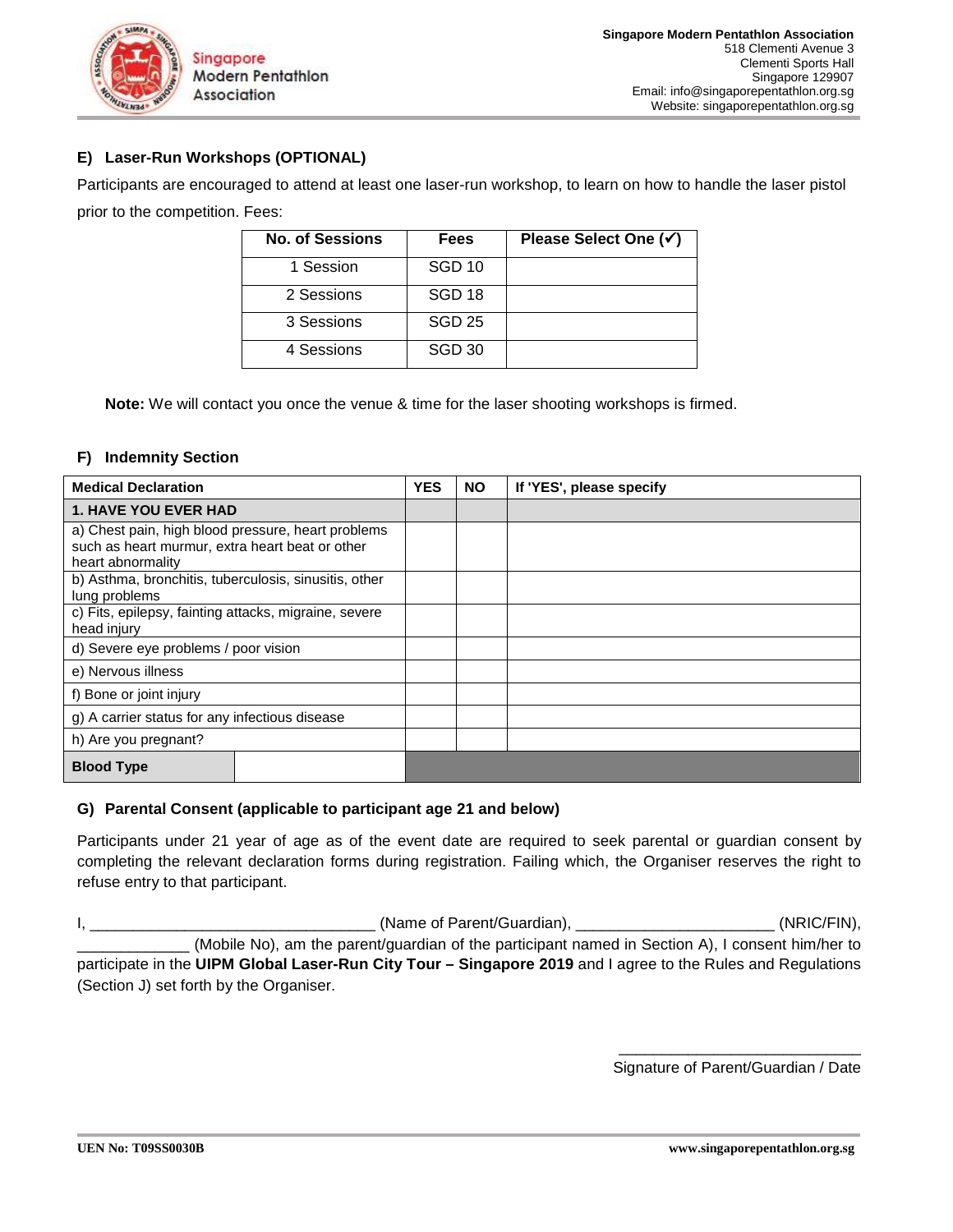## E) Laser-Run Workshops (OPTIONAL)

Participants are encouraged to attend at least one laser-run workshop, to learn on how to handle the laser pistol prior to the competition. Fees:

| No. of Sessions | Fees | Please Select One (✓) |
|---|---|---|
| 1 Session | SGD 10 | |
| 2 Sessions | SGD 18 | |
| 3 Sessions | SGD 25 | |
| 4 Sessions | SGD 30 | |

**Note:** We will contact you once the venue & time for the laser shooting workshops is firmed.

## F) Indemnity Section

| Medical Declaration | YES | NO | If 'YES', please specify |
|---|---|---|---|
| **1. HAVE YOU EVER HAD** | | | |
| a) Chest pain, high blood pressure, heart problems such as heart murmur, extra heart beat or other heart abnormality | | | |
| b) Asthma, bronchitis, tuberculosis, sinusitis, other lung problems | | | |
| c) Fits, epilepsy, fainting attacks, migraine, severe head injury | | | |
| d) Severe eye problems / poor vision | | | |
| e) Nervous illness | | | |
| f) Bone or joint injury | | | |
| g) A carrier status for any infectious disease | | | |
| h) Are you pregnant? | | | |
| **Blood Type** | | | |

## G) Parental Consent (applicable to participant age 21 and below)

Participants under 21 year of age as of the event date are required to seek parental or guardian consent by completing the relevant declaration forms during registration. Failing which, the Organiser reserves the right to refuse entry to that participant.

I, ________________________________ (Name of Parent/Guardian), ______________________ (NRIC/FIN), ____________ (Mobile No), am the parent/guardian of the participant named in Section A), I consent him/her to participate in the **UIPM Global Laser-Run City Tour – Singapore 2019** and I agree to the Rules and Regulations (Section J) set forth by the Organiser.

____________________________

Signature of Parent/Guardian / Date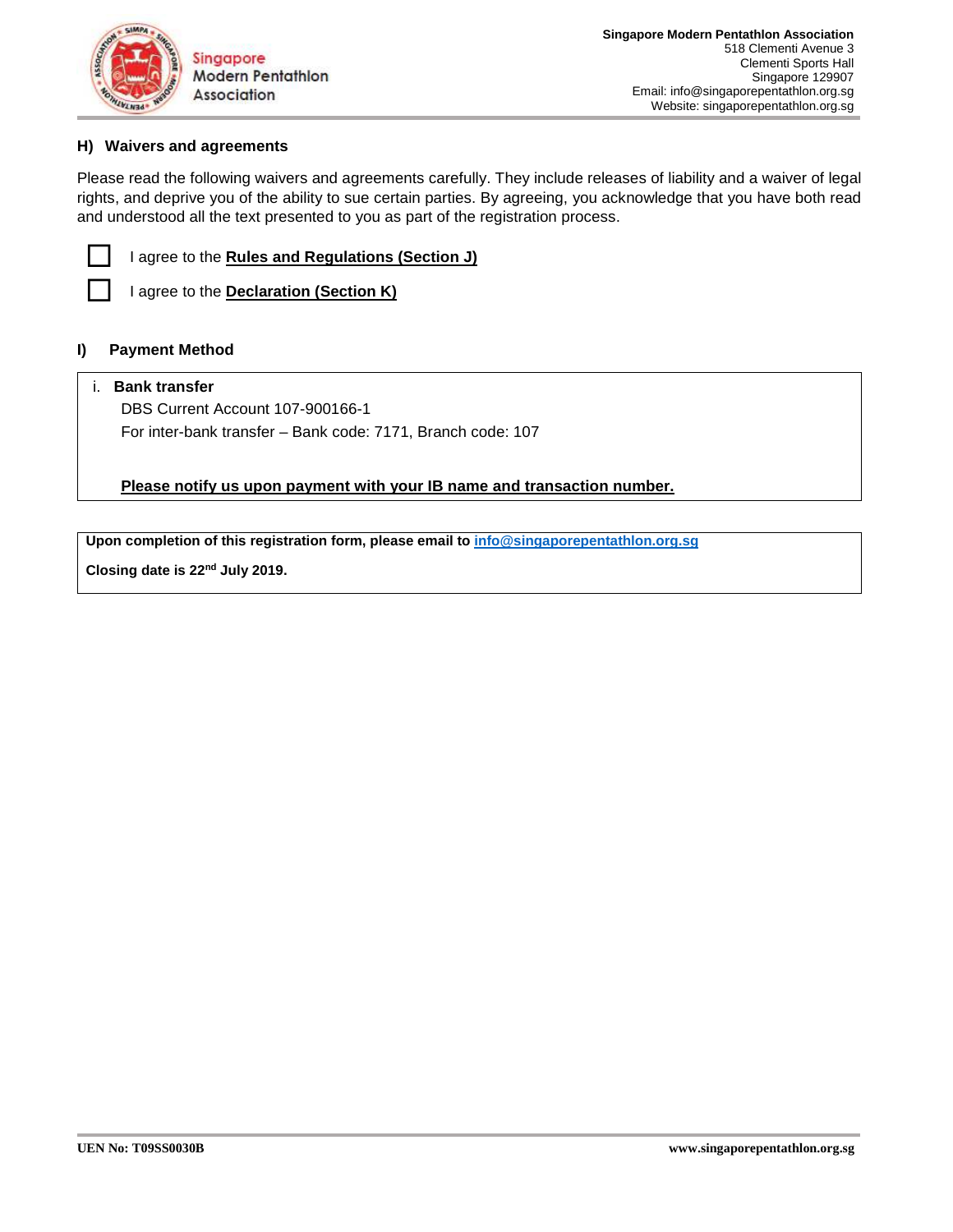### H) Waivers and agreements

Please read the following waivers and agreements carefully. They include releases of liability and a waiver of legal rights, and deprive you of the ability to sue certain parties. By agreeing, you acknowledge that you have both read and understood all the text presented to you as part of the registration process.

- ☐ I agree to the **Rules and Regulations (Section J)**
- ☐ I agree to the **Declaration (Section K)**

### I) Payment Method

i. **Bank transfer**

DBS Current Account 107-900166-1

For inter-bank transfer – Bank code: 7171, Branch code: 107

**Please notify us upon payment with your IB name and transaction number.**

**Upon completion of this registration form, please email to info@singaporepentathlon.org.sg**

**Closing date is 22nd July 2019.**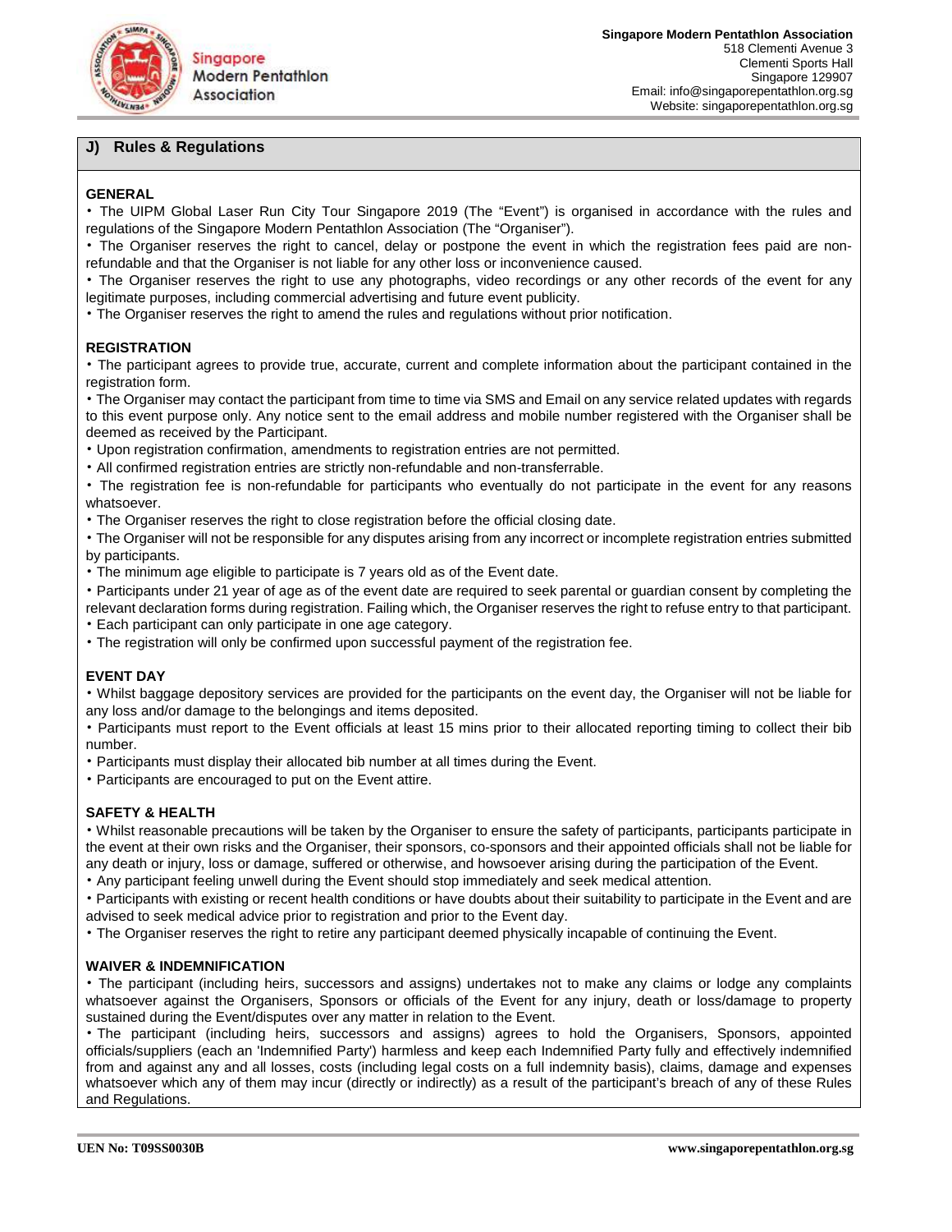## J) Rules & Regulations

**GENERAL**

- The UIPM Global Laser Run City Tour Singapore 2019 (The "Event") is organised in accordance with the rules and regulations of the Singapore Modern Pentathlon Association (The "Organiser").
- The Organiser reserves the right to cancel, delay or postpone the event in which the registration fees paid are non-refundable and that the Organiser is not liable for any other loss or inconvenience caused.
- The Organiser reserves the right to use any photographs, video recordings or any other records of the event for any legitimate purposes, including commercial advertising and future event publicity.
- The Organiser reserves the right to amend the rules and regulations without prior notification.

**REGISTRATION**

- The participant agrees to provide true, accurate, current and complete information about the participant contained in the registration form.
- The Organiser may contact the participant from time to time via SMS and Email on any service related updates with regards to this event purpose only. Any notice sent to the email address and mobile number registered with the Organiser shall be deemed as received by the Participant.
- Upon registration confirmation, amendments to registration entries are not permitted.
- All confirmed registration entries are strictly non-refundable and non-transferrable.
- The registration fee is non-refundable for participants who eventually do not participate in the event for any reasons whatsoever.
- The Organiser reserves the right to close registration before the official closing date.
- The Organiser will not be responsible for any disputes arising from any incorrect or incomplete registration entries submitted by participants.
- The minimum age eligible to participate is 7 years old as of the Event date.
- Participants under 21 year of age as of the event date are required to seek parental or guardian consent by completing the relevant declaration forms during registration. Failing which, the Organiser reserves the right to refuse entry to that participant.
- Each participant can only participate in one age category.
- The registration will only be confirmed upon successful payment of the registration fee.

**EVENT DAY**

- Whilst baggage depository services are provided for the participants on the event day, the Organiser will not be liable for any loss and/or damage to the belongings and items deposited.
- Participants must report to the Event officials at least 15 mins prior to their allocated reporting timing to collect their bib number.
- Participants must display their allocated bib number at all times during the Event.
- Participants are encouraged to put on the Event attire.

**SAFETY & HEALTH**

- Whilst reasonable precautions will be taken by the Organiser to ensure the safety of participants, participants participate in the event at their own risks and the Organiser, their sponsors, co-sponsors and their appointed officials shall not be liable for any death or injury, loss or damage, suffered or otherwise, and howsoever arising during the participation of the Event.
- Any participant feeling unwell during the Event should stop immediately and seek medical attention.
- Participants with existing or recent health conditions or have doubts about their suitability to participate in the Event and are advised to seek medical advice prior to registration and prior to the Event day.
- The Organiser reserves the right to retire any participant deemed physically incapable of continuing the Event.

**WAIVER & INDEMNIFICATION**

- The participant (including heirs, successors and assigns) undertakes not to make any claims or lodge any complaints whatsoever against the Organisers, Sponsors or officials of the Event for any injury, death or loss/damage to property sustained during the Event/disputes over any matter in relation to the Event.
- The participant (including heirs, successors and assigns) agrees to hold the Organisers, Sponsors, appointed officials/suppliers (each an 'Indemnified Party') harmless and keep each Indemnified Party fully and effectively indemnified from and against any and all losses, costs (including legal costs on a full indemnity basis), claims, damage and expenses whatsoever which any of them may incur (directly or indirectly) as a result of the participant's breach of any of these Rules and Regulations.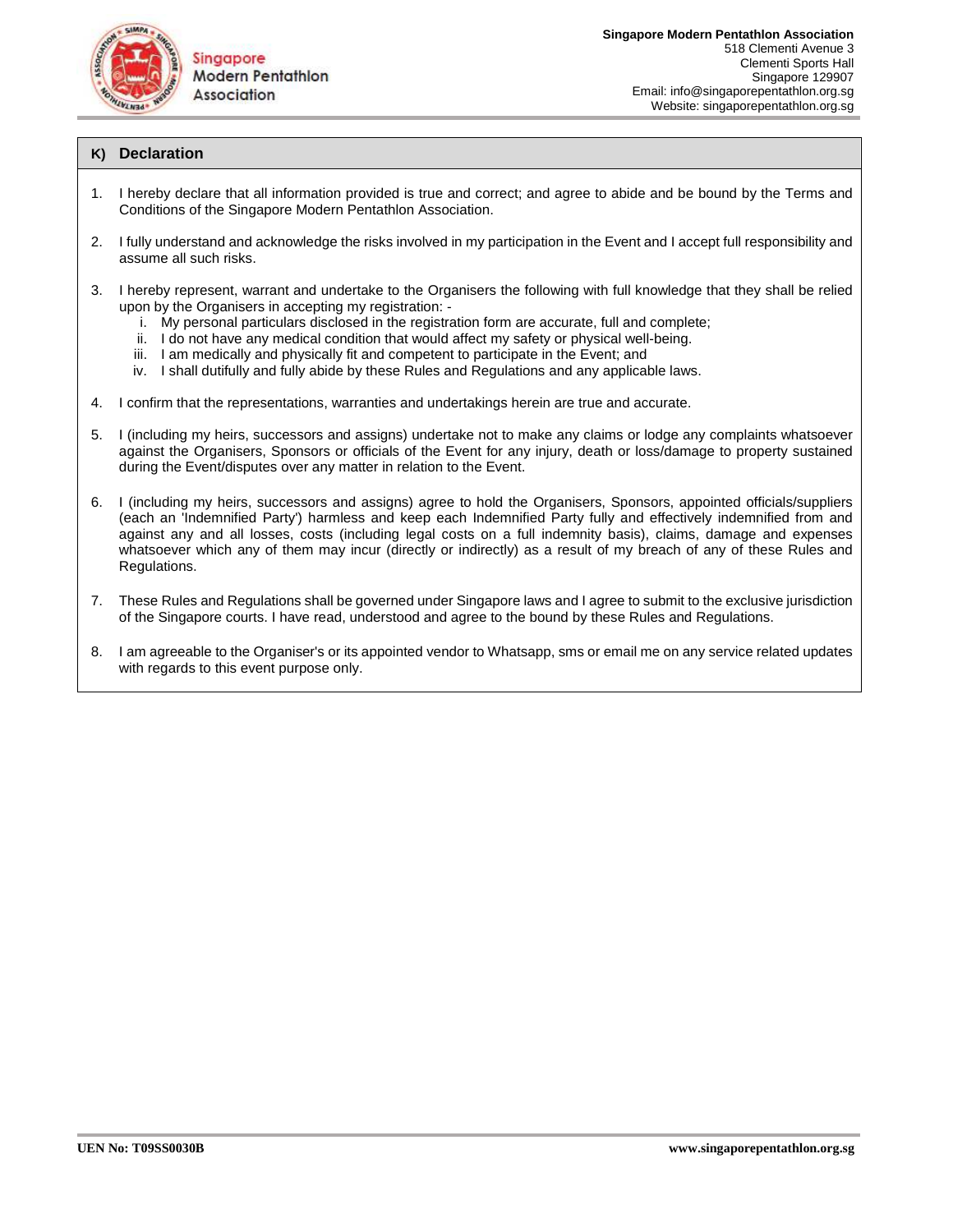## K) Declaration

1. I hereby declare that all information provided is true and correct; and agree to abide and be bound by the Terms and Conditions of the Singapore Modern Pentathlon Association.

2. I fully understand and acknowledge the risks involved in my participation in the Event and I accept full responsibility and assume all such risks.

3. I hereby represent, warrant and undertake to the Organisers the following with full knowledge that they shall be relied upon by the Organisers in accepting my registration: -
   i. My personal particulars disclosed in the registration form are accurate, full and complete;
   ii. I do not have any medical condition that would affect my safety or physical well-being.
   iii. I am medically and physically fit and competent to participate in the Event; and
   iv. I shall dutifully and fully abide by these Rules and Regulations and any applicable laws.

4. I confirm that the representations, warranties and undertakings herein are true and accurate.

5. I (including my heirs, successors and assigns) undertake not to make any claims or lodge any complaints whatsoever against the Organisers, Sponsors or officials of the Event for any injury, death or loss/damage to property sustained during the Event/disputes over any matter in relation to the Event.

6. I (including my heirs, successors and assigns) agree to hold the Organisers, Sponsors, appointed officials/suppliers (each an 'Indemnified Party') harmless and keep each Indemnified Party fully and effectively indemnified from and against any and all losses, costs (including legal costs on a full indemnity basis), claims, damage and expenses whatsoever which any of them may incur (directly or indirectly) as a result of my breach of any of these Rules and Regulations.

7. These Rules and Regulations shall be governed under Singapore laws and I agree to submit to the exclusive jurisdiction of the Singapore courts. I have read, understood and agree to the bound by these Rules and Regulations.

8. I am agreeable to the Organiser's or its appointed vendor to Whatsapp, sms or email me on any service related updates with regards to this event purpose only.